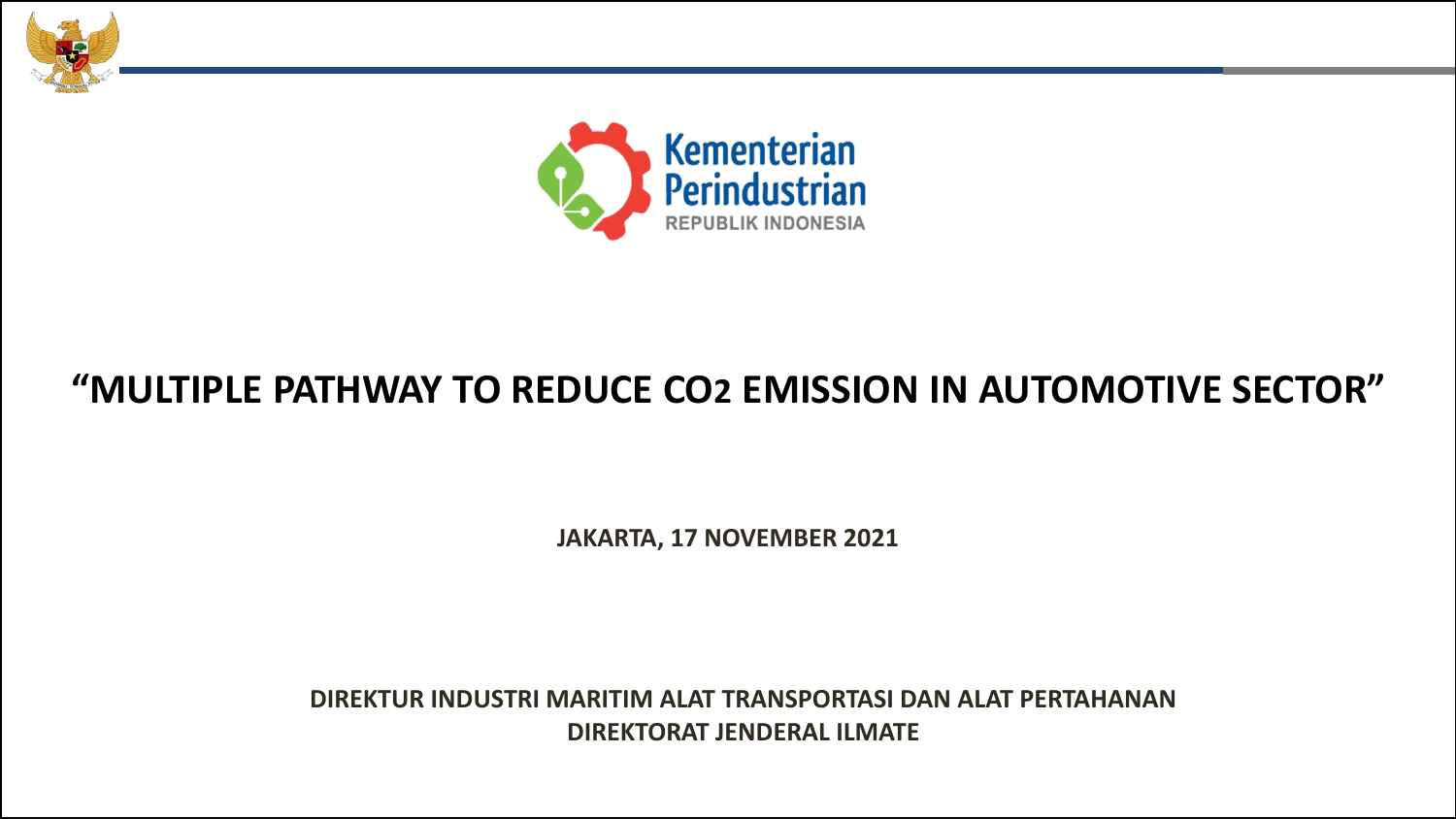Kementerian Perindustrian
REPUBLIK INDONESIA

# “MULTIPLE PATHWAY TO REDUCE $CO_2$ EMISSION IN AUTOMOTIVE SECTOR”

**JAKARTA, 17 NOVEMBER 2021**

**DIREKTUR INDUSTRI MARITIM ALAT TRANSPORTASI DAN ALAT PERTAHANAN**
**DIREKTORAT JENDERAL ILMATE**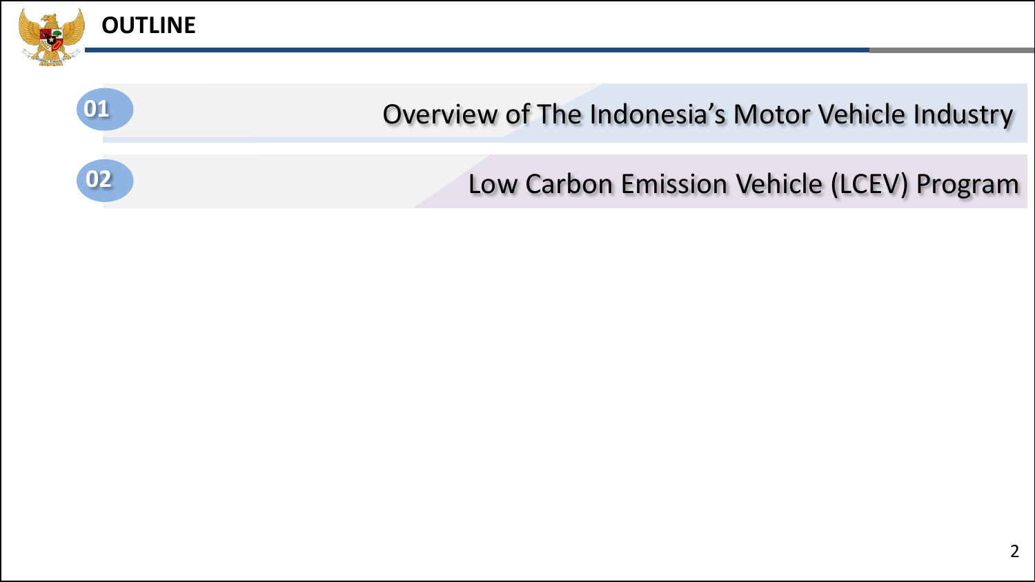# OUTLINE

01 Overview of The Indonesia’s Motor Vehicle Industry

02 Low Carbon Emission Vehicle (LCEV) Program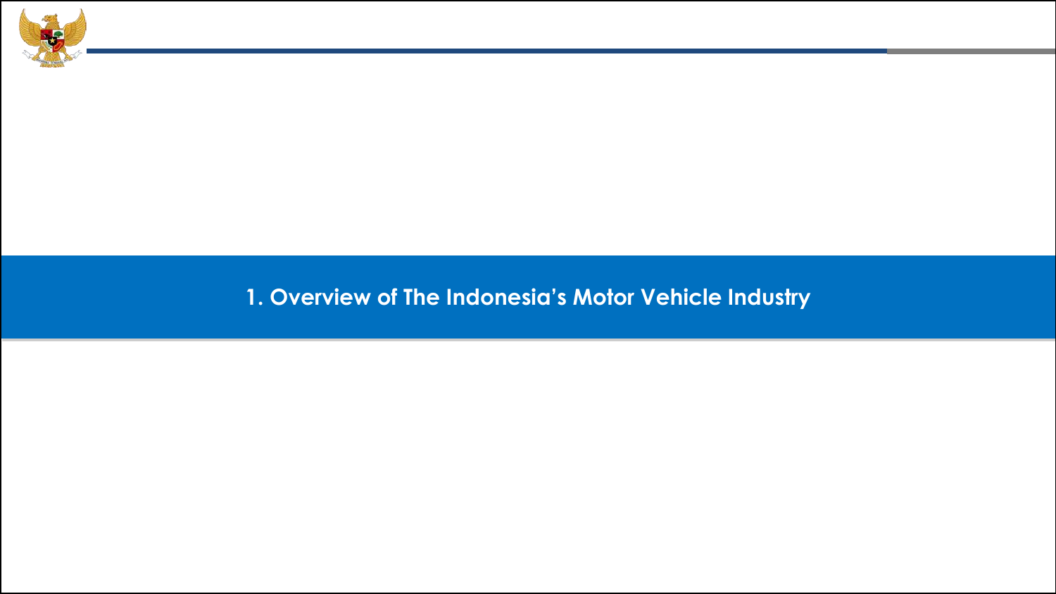# 1. Overview of The Indonesia's Motor Vehicle Industry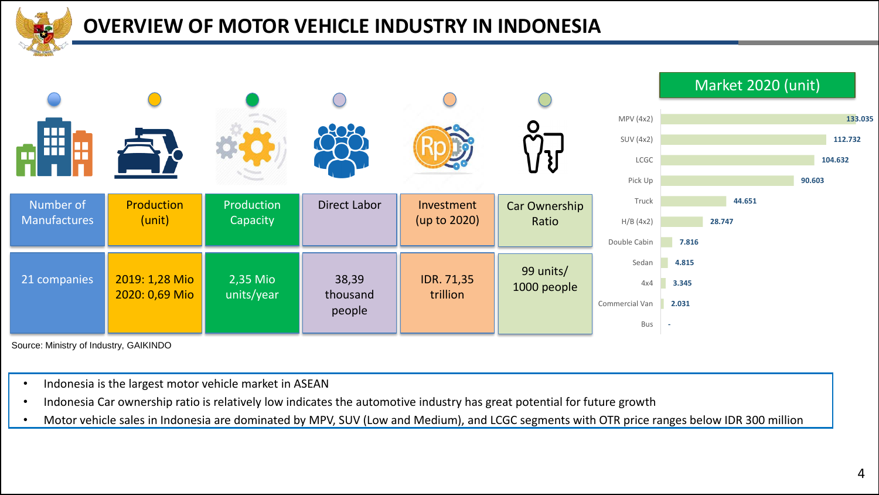# OVERVIEW OF MOTOR VEHICLE INDUSTRY IN INDONESIA

| Number of Manufactures | Production (unit) | Production Capacity | Direct Labor | Investment (up to 2020) | Car Ownership Ratio |
|---|---|---|---|---|---|
| 21 companies | 2019: 1,28 Mio<br>2020: 0,69 Mio | 2,35 Mio units/year | 38,39 thousand people | IDR. 71,35 trillion | 99 units/ 1000 people |

Source: Ministry of Industry, GAIKINDO

**Market 2020 (unit)**

| Segment | Units |
|---|---|
| MPV (4x2) | 133.035 |
| SUV (4x2) | 112.732 |
| LCGC | 104.632 |
| Pick Up | 90.603 |
| Truck | 44.651 |
| H/B (4x2) | 28.747 |
| Double Cabin | 7.816 |
| Sedan | 4.815 |
| 4x4 | 3.345 |
| Commercial Van | 2.031 |
| Bus | - |

- Indonesia is the largest motor vehicle market in ASEAN
- Indonesia Car ownership ratio is relatively low indicates the automotive industry has great potential for future growth
- Motor vehicle sales in Indonesia are dominated by MPV, SUV (Low and Medium), and LCGC segments with OTR price ranges below IDR 300 million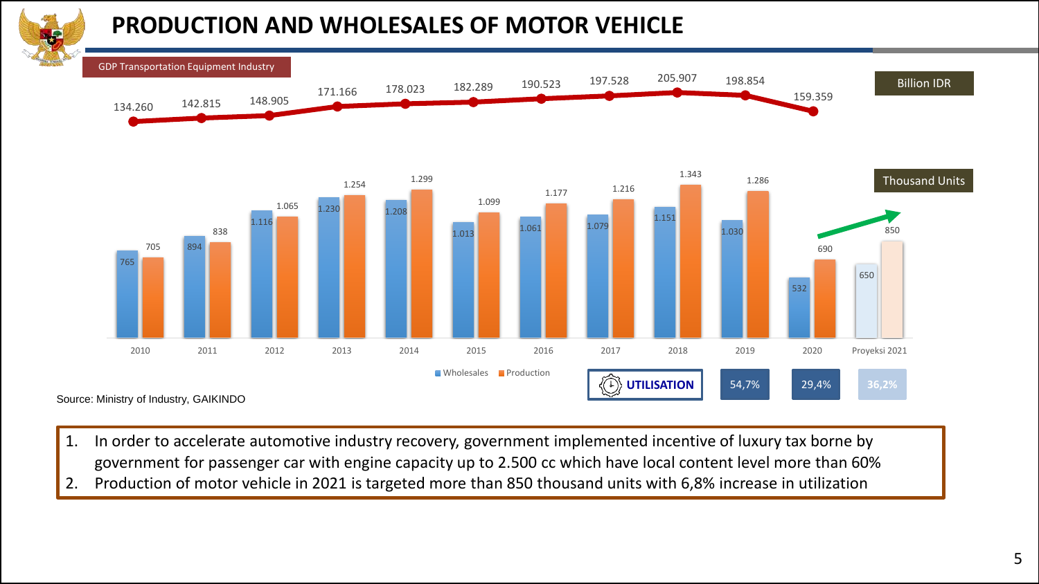# PRODUCTION AND WHOLESALES OF MOTOR VEHICLE

**GDP Transportation Equipment Industry** (Billion IDR)

| Year | 2010 | 2011 | 2012 | 2013 | 2014 | 2015 | 2016 | 2017 | 2018 | 2019 | 2020 |
|---|---|---|---|---|---|---|---|---|---|---|---|
| GDP Transportation Equipment Industry | 134.260 | 142.815 | 148.905 | 171.166 | 178.023 | 182.289 | 190.523 | 197.528 | 205.907 | 198.854 | 159.359 |

**Wholesales and Production** (Thousand Units)

| Year | Wholesales | Production |
|---|---|---|
| 2010 | 765 | 705 |
| 2011 | 894 | 838 |
| 2012 | 1.116 | 1.065 |
| 2013 | 1.230 | 1.254 |
| 2014 | 1.208 | 1.299 |
| 2015 | 1.013 | 1.099 |
| 2016 | 1.061 | 1.177 |
| 2017 | 1.079 | 1.216 |
| 2018 | 1.151 | 1.343 |
| 2019 | 1.030 | 1.286 |
| 2020 | 532 | 690 |
| Proyeksi 2021 | 650 | 850 |

**UTILISATION**

| 2019 | 2020 | Proyeksi 2021 |
|---|---|---|
| 54,7% | 29,4% | 36,2% |

Source: Ministry of Industry, GAIKINDO

1. In order to accelerate automotive industry recovery, government implemented incentive of luxury tax borne by government for passenger car with engine capacity up to 2.500 cc which have local content level more than 60%
2. Production of motor vehicle in 2021 is targeted more than 850 thousand units with 6,8% increase in utilization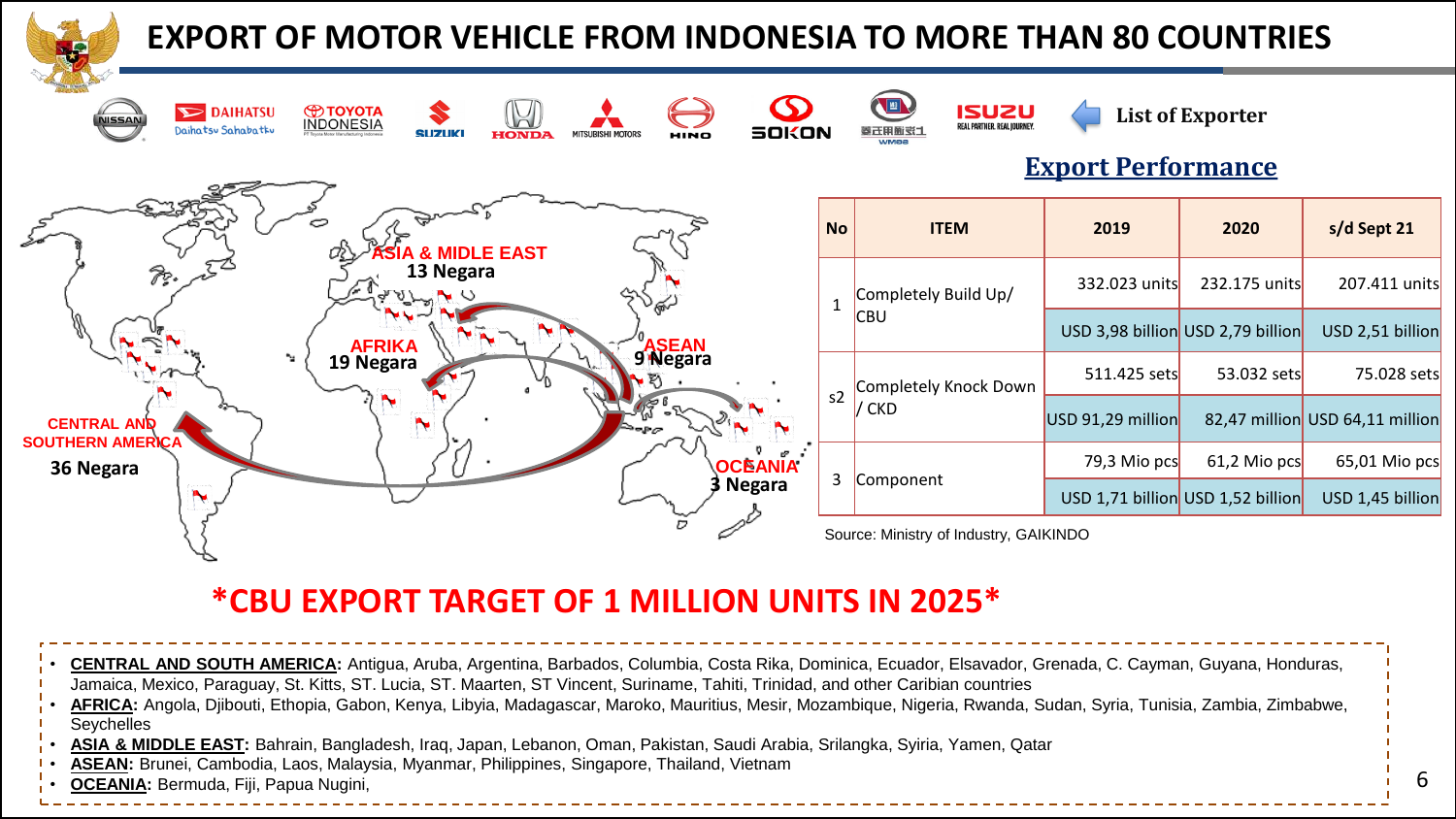# EXPORT OF MOTOR VEHICLE FROM INDONESIA TO MORE THAN 80 COUNTRIES

List of Exporter

ASIA & MIDLE EAST 13 Negara

AFRIKA 19 Negara

ASEAN 9 Negara

CENTRAL AND SOUTHERN AMERICA 36 Negara

OCEANIA 3 Negara

## Export Performance

| No | ITEM | 2019 | 2020 | s/d Sept 21 |
|---|---|---|---|---|
| 1 | Completely Build Up/ CBU | 332.023 units | 232.175 units | 207.411 units |
| | | USD 3,98 billion | USD 2,79 billion | USD 2,51 billion |
| s2 | Completely Knock Down / CKD | 511.425 sets | 53.032 sets | 75.028 sets |
| | | USD 91,29 million | 82,47 million | USD 64,11 million |
| 3 | Component | 79,3 Mio pcs | 61,2 Mio pcs | 65,01 Mio pcs |
| | | USD 1,71 billion | USD 1,52 billion | USD 1,45 billion |

Source: Ministry of Industry, GAIKINDO

## *CBU EXPORT TARGET OF 1 MILLION UNITS IN 2025*

- **CENTRAL AND SOUTH AMERICA:** Antigua, Aruba, Argentina, Barbados, Columbia, Costa Rika, Dominica, Ecuador, Elsavador, Grenada, C. Cayman, Guyana, Honduras, Jamaica, Mexico, Paraguay, St. Kitts, ST. Lucia, ST. Maarten, ST Vincent, Suriname, Tahiti, Trinidad, and other Caribian countries
- **AFRICA:** Angola, Djibouti, Ethopia, Gabon, Kenya, Libyia, Madagascar, Maroko, Mauritius, Mesir, Mozambique, Nigeria, Rwanda, Sudan, Syria, Tunisia, Zambia, Zimbabwe, Seychelles
- **ASIA & MIDDLE EAST:** Bahrain, Bangladesh, Iraq, Japan, Lebanon, Oman, Pakistan, Saudi Arabia, Srilangka, Syiria, Yamen, Qatar
- **ASEAN:** Brunei, Cambodia, Laos, Malaysia, Myanmar, Philippines, Singapore, Thailand, Vietnam
- **OCEANIA:** Bermuda, Fiji, Papua Nugini,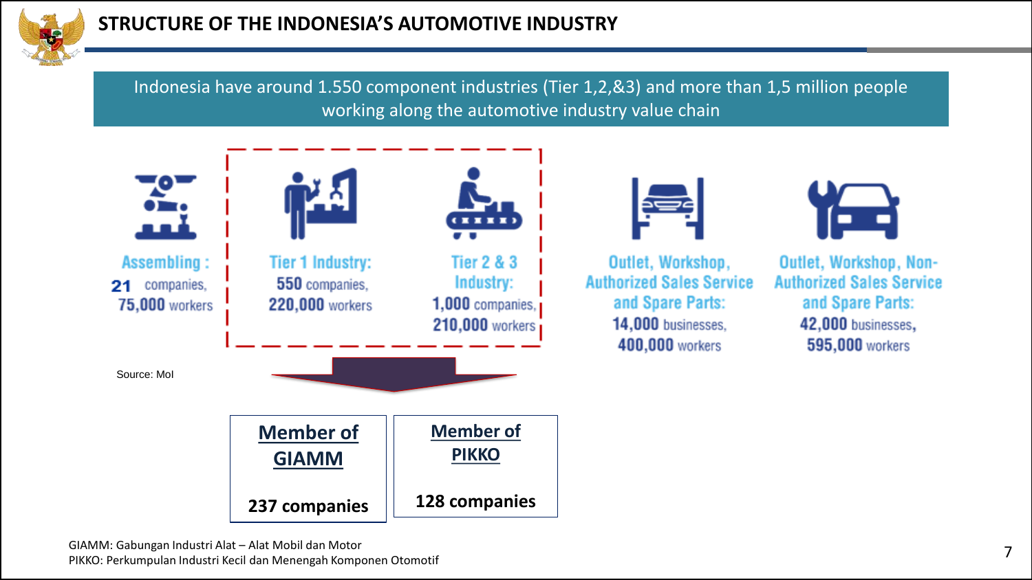# STRUCTURE OF THE INDONESIA'S AUTOMOTIVE INDUSTRY

Indonesia have around 1.550 component industries (Tier 1,2,&3) and more than 1,5 million people working along the automotive industry value chain

**Assembling :**
**21** companies,
**75,000** workers

**Tier 1 Industry:**
**550** companies,
**220,000** workers

**Tier 2 & 3 Industry:**
**1,000** companies,
**210,000** workers

**Outlet, Workshop, Authorized Sales Service and Spare Parts:**
**14,000** businesses,
**400,000** workers

**Outlet, Workshop, Non-Authorized Sales Service and Spare Parts:**
**42,000** businesses,
**595,000** workers

Source: MoI

**Member of GIAMM**

**237 companies**

**Member of PIKKO**

**128 companies**

GIAMM: Gabungan Industri Alat – Alat Mobil dan Motor
PIKKO: Perkumpulan Industri Kecil dan Menengah Komponen Otomotif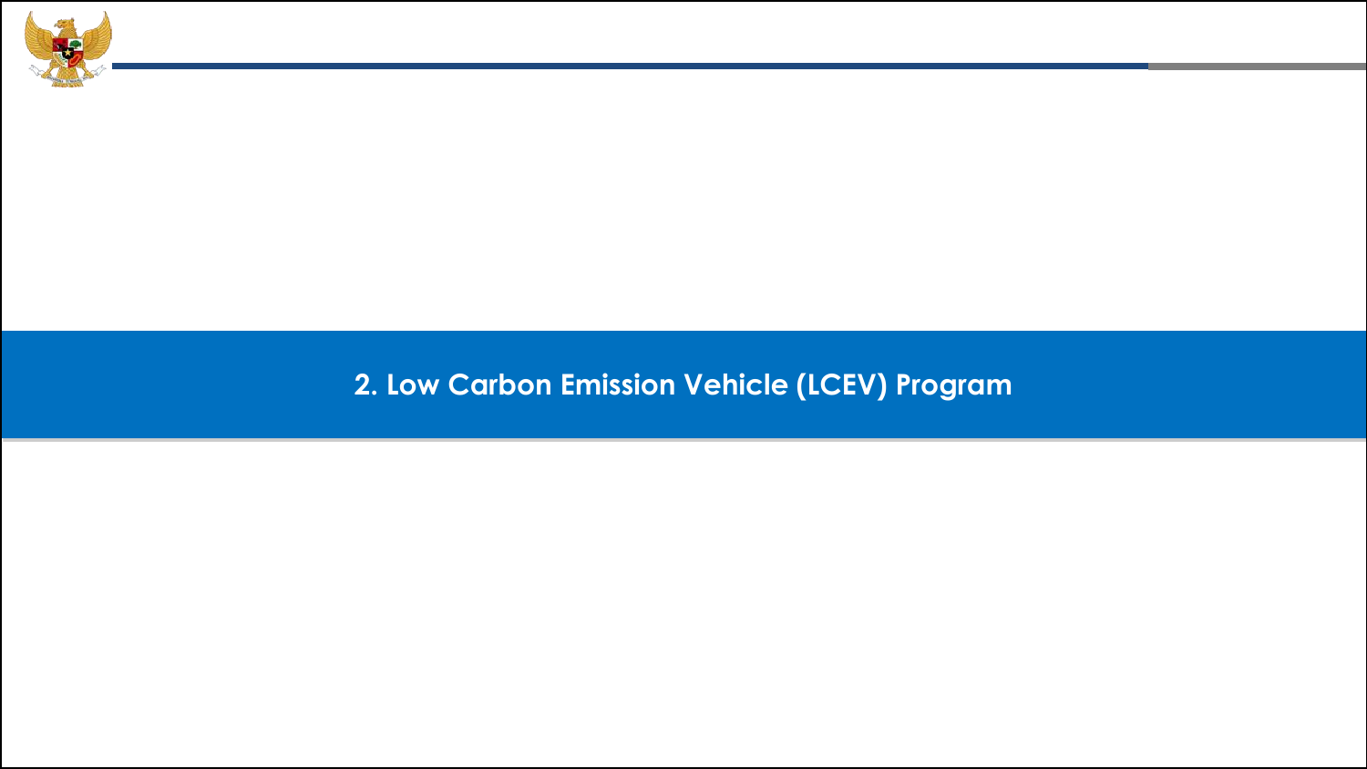## 2. Low Carbon Emission Vehicle (LCEV) Program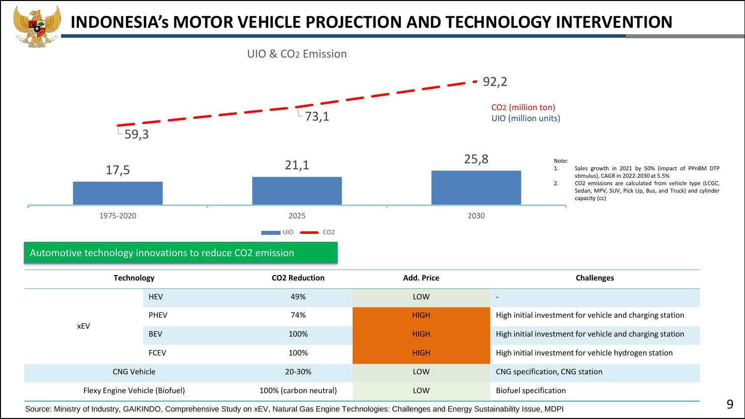# INDONESIA's MOTOR VEHICLE PROJECTION AND TECHNOLOGY INTERVENTION

## UIO & $CO_2$ Emission

| Period | UIO (million units) | $CO_2$ (million ton) |
|---|---|---|
| 1975-2020 | 17,5 | 59,3 |
| 2025 | 21,1 | 73,1 |
| 2030 | 25,8 | 92,2 |

Note:
1. Sales growth in 2021 by 50% (impact of PPnBM DTP stimulus), CAGR in 2022-2030 at 5.5%
2. CO2 emissions are calculated from vehicle type (LCGC, Sedan, MPV, SUV, Pick Up, Bus, and Truck) and cylinder capacity (cc)

## Automotive technology innovations to reduce CO2 emission

| Technology | | CO2 Reduction | Add. Price | Challenges |
|---|---|---|---|---|
| xEV | HEV | 49% | LOW | - |
| | PHEV | 74% | HIGH | High initial investment for vehicle and charging station |
| | BEV | 100% | HIGH | High initial investment for vehicle and charging station |
| | FCEV | 100% | HIGH | High initial investment for vehicle hydrogen station |
| CNG Vehicle | | 20-30% | LOW | CNG specification, CNG station |
| Flexy Engine Vehicle (Biofuel) | | 100% (carbon neutral) | LOW | Biofuel specification |

Source: Ministry of Industry, GAIKINDO, Comprehensive Study on xEV, Natural Gas Engine Technologies: Challenges and Energy Sustainability Issue, MDPI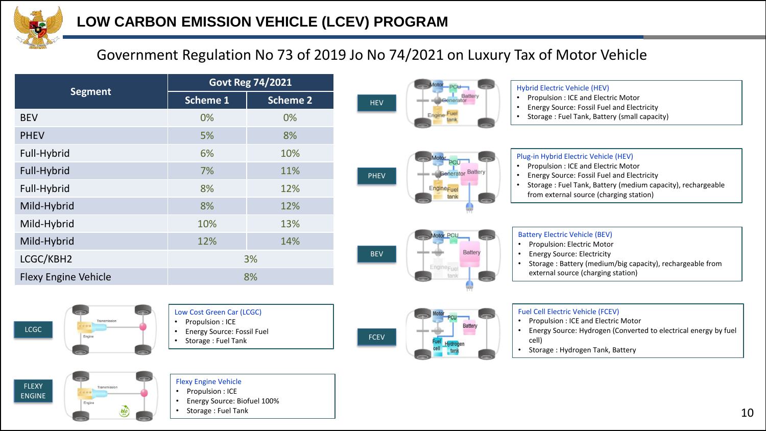# LOW CARBON EMISSION VEHICLE (LCEV) PROGRAM

## Government Regulation No 73 of 2019 Jo No 74/2021 on Luxury Tax of Motor Vehicle

| Segment | Govt Reg 74/2021 | |
|---|---|---|
| | Scheme 1 | Scheme 2 |
| BEV | 0% | 0% |
| PHEV | 5% | 8% |
| Full-Hybrid | 6% | 10% |
| Full-Hybrid | 7% | 11% |
| Full-Hybrid | 8% | 12% |
| Mild-Hybrid | 8% | 12% |
| Mild-Hybrid | 10% | 13% |
| Mild-Hybrid | 12% | 14% |
| LCGC/KBH2 | 3% | |
| Flexy Engine Vehicle | 8% | |

**LCGC**

Low Cost Green Car (LCGC)
- Propulsion : ICE
- Energy Source: Fossil Fuel
- Storage : Fuel Tank

**FLEXY ENGINE**

Flexy Engine Vehicle
- Propulsion : ICE
- Energy Source: Biofuel 100%
- Storage : Fuel Tank

**HEV**

Hybrid Electric Vehicle (HEV)
- Propulsion : ICE and Electric Motor
- Energy Source: Fossil Fuel and Electricity
- Storage : Fuel Tank, Battery (small capacity)

**PHEV**

Plug-in Hybrid Electric Vehicle (HEV)
- Propulsion : ICE and Electric Motor
- Energy Source: Fossil Fuel and Electricity
- Storage : Fuel Tank, Battery (medium capacity), rechargeable from external source (charging station)

**BEV**

Battery Electric Vehicle (BEV)
- Propulsion: Electric Motor
- Energy Source: Electricity
- Storage : Battery (medium/big capacity), rechargeable from external source (charging station)

**FCEV**

Fuel Cell Electric Vehicle (FCEV)
- Propulsion : ICE and Electric Motor
- Energy Source: Hydrogen (Converted to electrical energy by fuel cell)
- Storage : Hydrogen Tank, Battery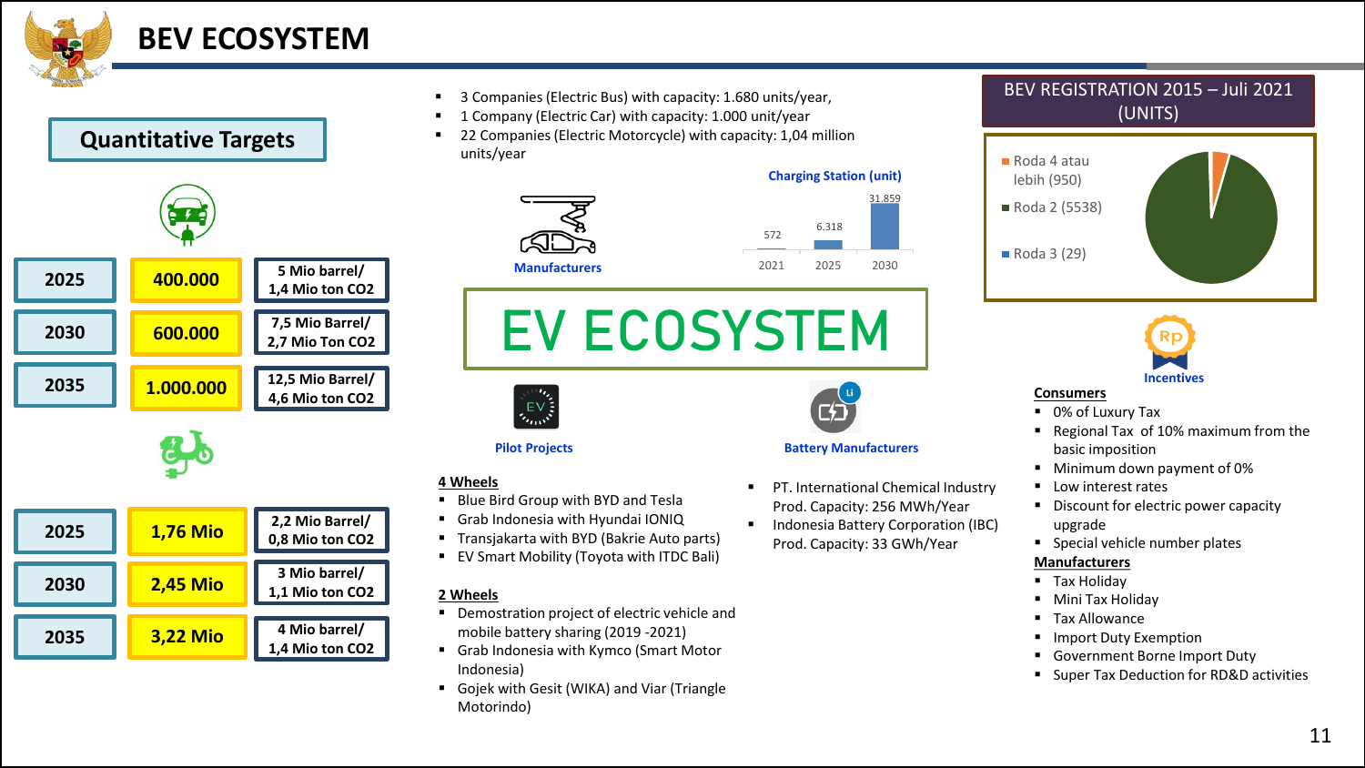# BEV ECOSYSTEM

## Quantitative Targets

**Four-wheeled vehicles**

| Year | Target | Savings |
|---|---|---|
| 2025 | 400.000 | 5 Mio barrel/ 1,4 Mio ton CO2 |
| 2030 | 600.000 | 7,5 Mio Barrel/ 2,7 Mio Ton CO2 |
| 2035 | 1.000.000 | 12,5 Mio Barrel/ 4,6 Mio ton CO2 |

**Two-wheeled vehicles**

| Year | Target | Savings |
|---|---|---|
| 2025 | 1,76 Mio | 2,2 Mio Barrel/ 0,8 Mio ton CO2 |
| 2030 | 2,45 Mio | 3 Mio barrel/ 1,1 Mio ton CO2 |
| 2035 | 3,22 Mio | 4 Mio barrel/ 1,4 Mio ton CO2 |

## EV ECOSYSTEM

### Manufacturers

- 3 Companies (Electric Bus) with capacity: 1.680 units/year,
- 1 Company (Electric Car) with capacity: 1.000 unit/year
- 22 Companies (Electric Motorcycle) with capacity: 1,04 million units/year

### Charging Station (unit)

| Year | Units |
|---|---|
| 2021 | 572 |
| 2025 | 6.318 |
| 2030 | 31.859 |

### Pilot Projects

**4 Wheels**

- Blue Bird Group with BYD and Tesla
- Grab Indonesia with Hyundai IONIQ
- Transjakarta with BYD (Bakrie Auto parts)
- EV Smart Mobility (Toyota with ITDC Bali)

**2 Wheels**

- Demostration project of electric vehicle and mobile battery sharing (2019 -2021)
- Grab Indonesia with Kymco (Smart Motor Indonesia)
- Gojek with Gesit (WIKA) and Viar (Triangle Motorindo)

### Battery Manufacturers

- PT. International Chemical Industry Prod. Capacity: 256 MWh/Year
- Indonesia Battery Corporation (IBC) Prod. Capacity: 33 GWh/Year

## BEV REGISTRATION 2015 – Juli 2021 (UNITS)

- Roda 4 atau lebih (950)
- Roda 2 (5538)
- Roda 3 (29)

## Incentives

**Consumers**

- 0% of Luxury Tax
- Regional Tax of 10% maximum from the basic imposition
- Minimum down payment of 0%
- Low interest rates
- Discount for electric power capacity upgrade
- Special vehicle number plates

**Manufacturers**

- Tax Holiday
- Mini Tax Holiday
- Tax Allowance
- Import Duty Exemption
- Government Borne Import Duty
- Super Tax Deduction for RD&D activities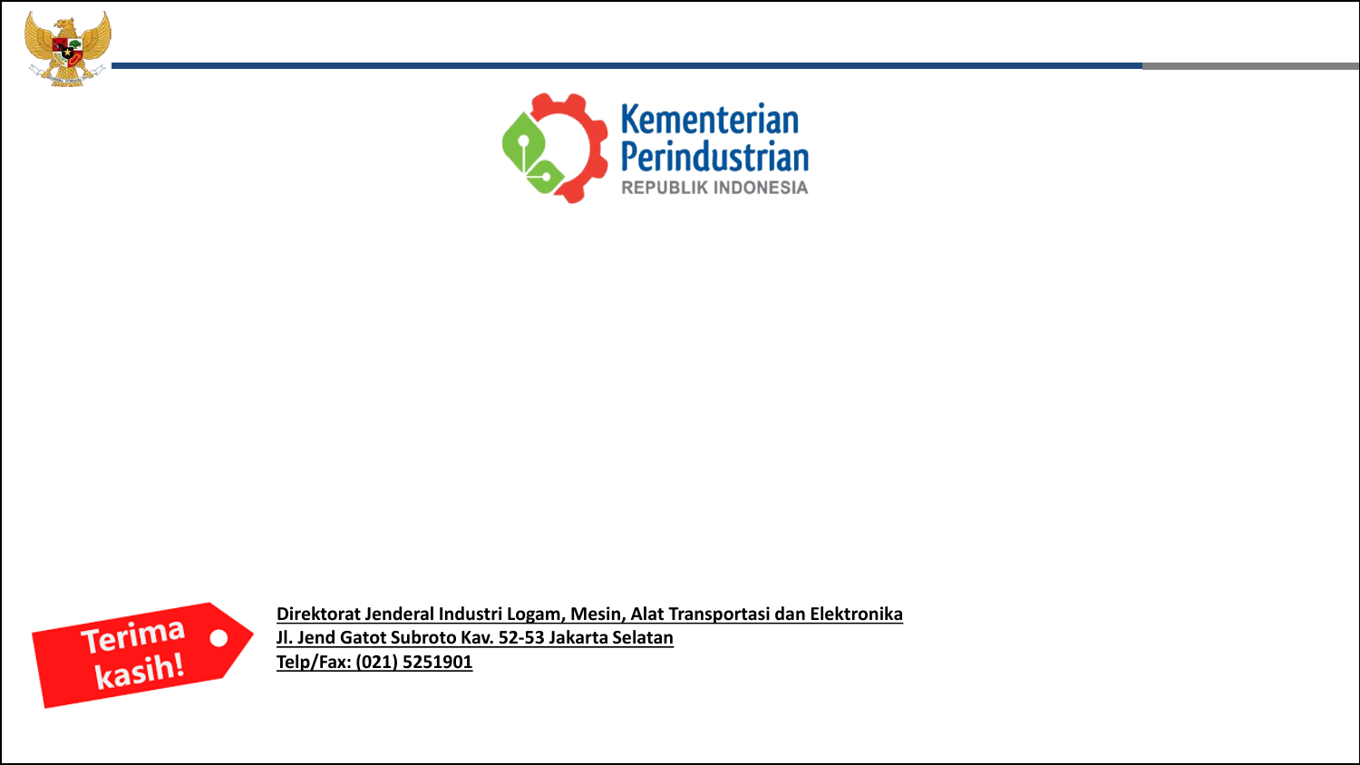Kementerian Perindustrian

REPUBLIK INDONESIA

Terima kasih!

Direktorat Jenderal Industri Logam, Mesin, Alat Transportasi dan Elektronika

Jl. Jend Gatot Subroto Kav. 52-53 Jakarta Selatan

Telp/Fax: (021) 5251901